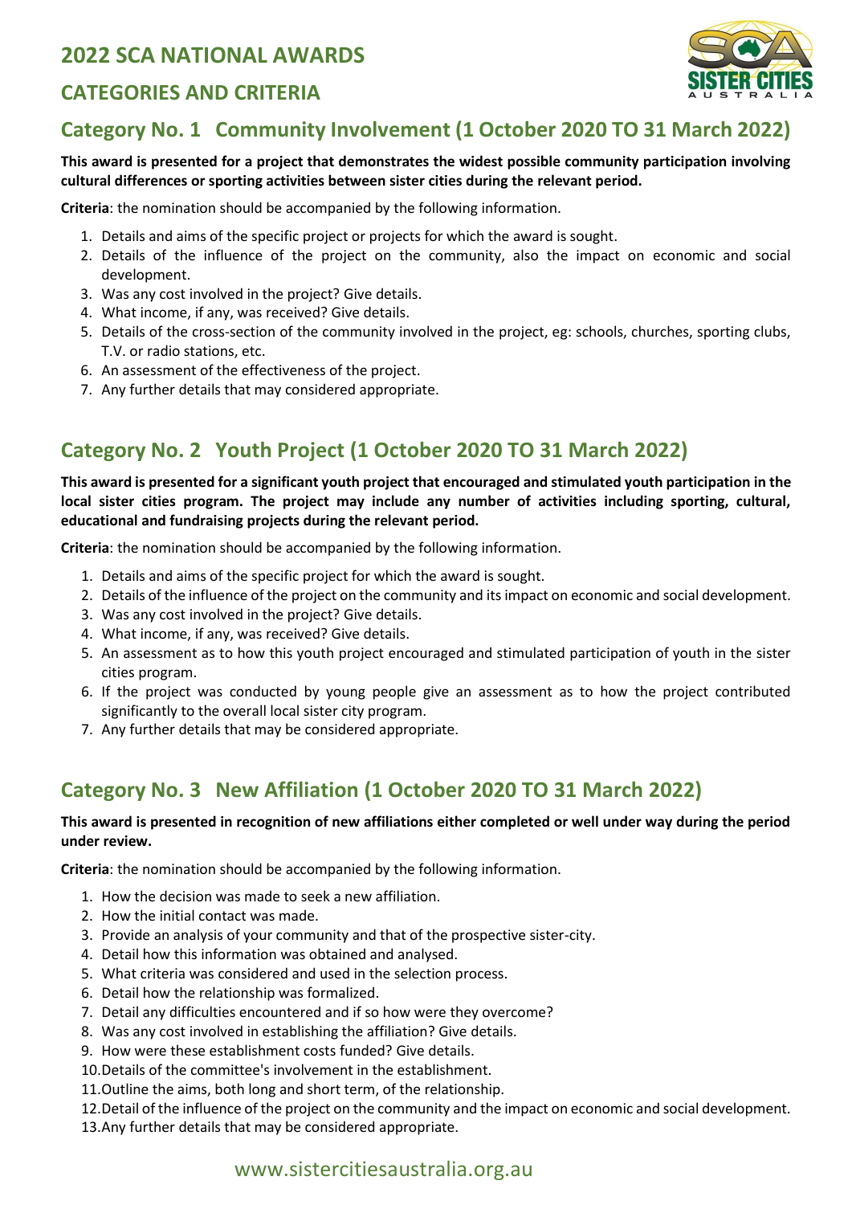# 2022 SCA NATIONAL AWARDS

## CATEGORIES AND CRITERIA

## Category No. 1 Community Involvement (1 October 2020 TO 31 March 2022)

**This award is presented for a project that demonstrates the widest possible community participation involving cultural differences or sporting activities between sister cities during the relevant period.**

**Criteria**: the nomination should be accompanied by the following information.

1. Details and aims of the specific project or projects for which the award is sought.
2. Details of the influence of the project on the community, also the impact on economic and social development.
3. Was any cost involved in the project? Give details.
4. What income, if any, was received? Give details.
5. Details of the cross-section of the community involved in the project, eg: schools, churches, sporting clubs, T.V. or radio stations, etc.
6. An assessment of the effectiveness of the project.
7. Any further details that may considered appropriate.

## Category No. 2 Youth Project (1 October 2020 TO 31 March 2022)

**This award is presented for a significant youth project that encouraged and stimulated youth participation in the local sister cities program. The project may include any number of activities including sporting, cultural, educational and fundraising projects during the relevant period.**

**Criteria**: the nomination should be accompanied by the following information.

1. Details and aims of the specific project for which the award is sought.
2. Details of the influence of the project on the community and its impact on economic and social development.
3. Was any cost involved in the project? Give details.
4. What income, if any, was received? Give details.
5. An assessment as to how this youth project encouraged and stimulated participation of youth in the sister cities program.
6. If the project was conducted by young people give an assessment as to how the project contributed significantly to the overall local sister city program.
7. Any further details that may be considered appropriate.

## Category No. 3 New Affiliation (1 October 2020 TO 31 March 2022)

**This award is presented in recognition of new affiliations either completed or well under way during the period under review.**

**Criteria**: the nomination should be accompanied by the following information.

1. How the decision was made to seek a new affiliation.
2. How the initial contact was made.
3. Provide an analysis of your community and that of the prospective sister-city.
4. Detail how this information was obtained and analysed.
5. What criteria was considered and used in the selection process.
6. Detail how the relationship was formalized.
7. Detail any difficulties encountered and if so how were they overcome?
8. Was any cost involved in establishing the affiliation? Give details.
9. How were these establishment costs funded? Give details.
10. Details of the committee's involvement in the establishment.
11. Outline the aims, both long and short term, of the relationship.
12. Detail of the influence of the project on the community and the impact on economic and social development.
13. Any further details that may be considered appropriate.

www.sistercitiesaustralia.org.au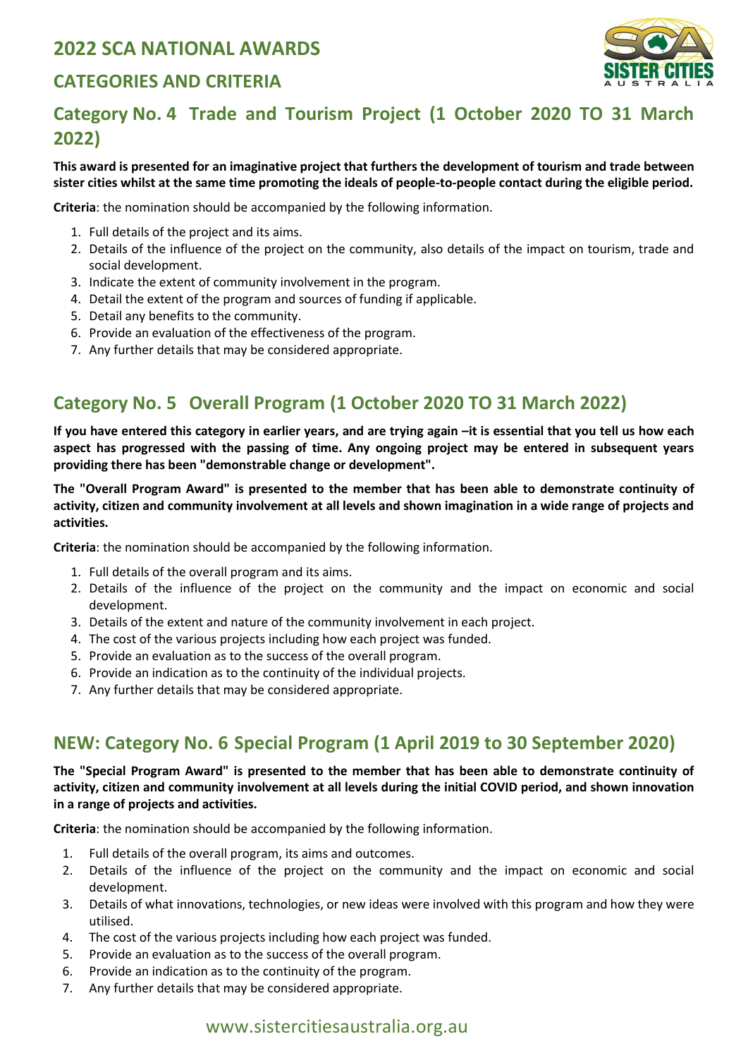# 2022 SCA NATIONAL AWARDS

## CATEGORIES AND CRITERIA

## Category No. 4 Trade and Tourism Project (1 October 2020 TO 31 March 2022)

**This award is presented for an imaginative project that furthers the development of tourism and trade between sister cities whilst at the same time promoting the ideals of people-to-people contact during the eligible period.**

**Criteria**: the nomination should be accompanied by the following information.

1. Full details of the project and its aims.
2. Details of the influence of the project on the community, also details of the impact on tourism, trade and social development.
3. Indicate the extent of community involvement in the program.
4. Detail the extent of the program and sources of funding if applicable.
5. Detail any benefits to the community.
6. Provide an evaluation of the effectiveness of the program.
7. Any further details that may be considered appropriate.

## Category No. 5 Overall Program (1 October 2020 TO 31 March 2022)

**If you have entered this category in earlier years, and are trying again –it is essential that you tell us how each aspect has progressed with the passing of time. Any ongoing project may be entered in subsequent years providing there has been "demonstrable change or development".**

**The "Overall Program Award" is presented to the member that has been able to demonstrate continuity of activity, citizen and community involvement at all levels and shown imagination in a wide range of projects and activities.**

**Criteria**: the nomination should be accompanied by the following information.

1. Full details of the overall program and its aims.
2. Details of the influence of the project on the community and the impact on economic and social development.
3. Details of the extent and nature of the community involvement in each project.
4. The cost of the various projects including how each project was funded.
5. Provide an evaluation as to the success of the overall program.
6. Provide an indication as to the continuity of the individual projects.
7. Any further details that may be considered appropriate.

## NEW: Category No. 6 Special Program (1 April 2019 to 30 September 2020)

**The "Special Program Award" is presented to the member that has been able to demonstrate continuity of activity, citizen and community involvement at all levels during the initial COVID period, and shown innovation in a range of projects and activities.**

**Criteria**: the nomination should be accompanied by the following information.

1. Full details of the overall program, its aims and outcomes.
2. Details of the influence of the project on the community and the impact on economic and social development.
3. Details of what innovations, technologies, or new ideas were involved with this program and how they were utilised.
4. The cost of the various projects including how each project was funded.
5. Provide an evaluation as to the success of the overall program.
6. Provide an indication as to the continuity of the program.
7. Any further details that may be considered appropriate.

www.sistercitiesaustralia.org.au